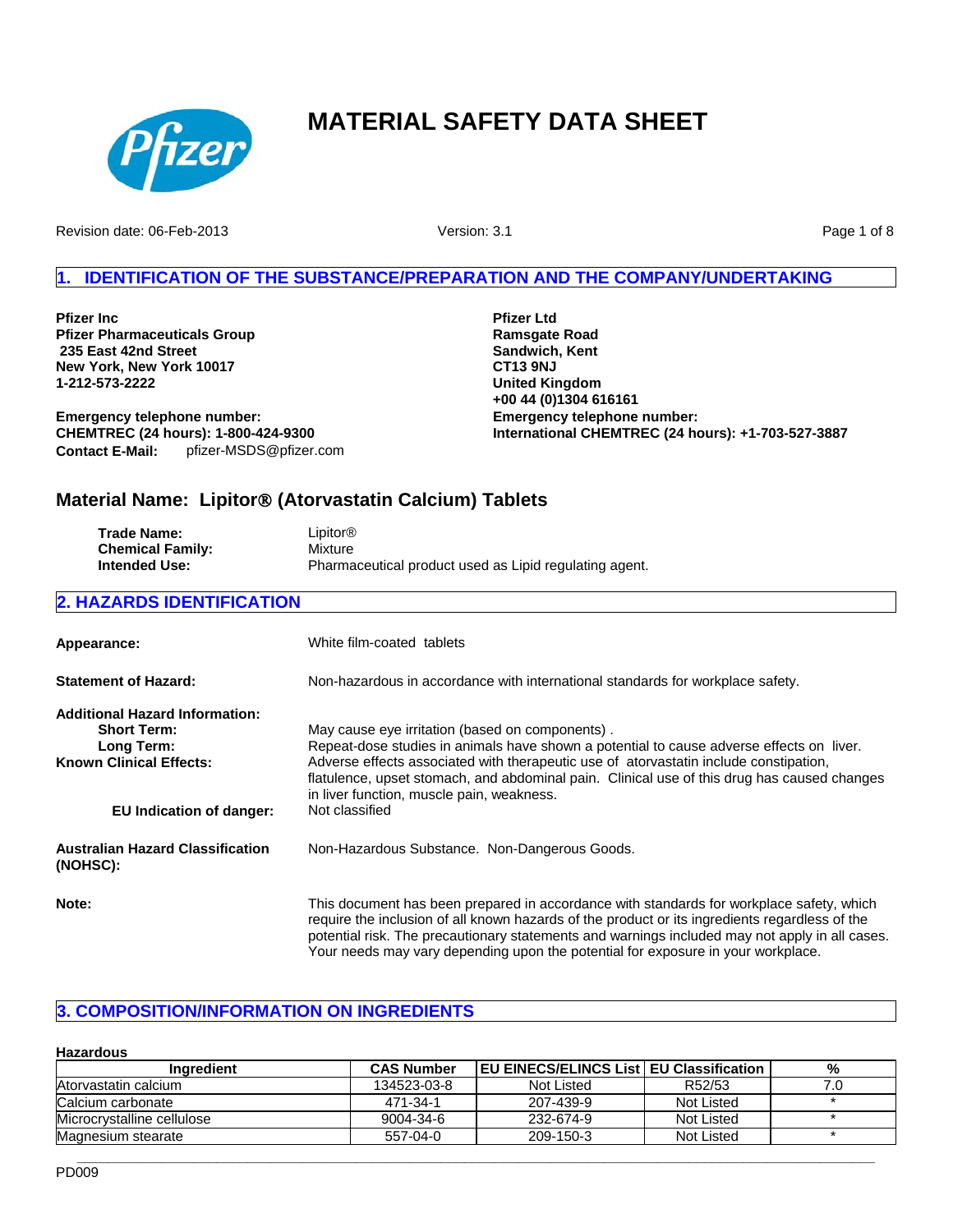# MATERIAL SAFETY DATA SHEET

Revision date: 06-Feb-2013 Version: 3.1

## 1. IDENTIFICATION OF THE SUBSTANCE/PREPARATION AND THE COMPANY/UNDERTAKING

**Pfizer Inc**
**Pfizer Pharmaceuticals Group**
**235 East 42nd Street**
**New York, New York 10017**
**1-212-573-2222**

**Emergency telephone number:**
**CHEMTREC (24 hours): 1-800-424-9300**
**Contact E-Mail:** pfizer-MSDS@pfizer.com

**Pfizer Ltd**
**Ramsgate Road**
**Sandwich, Kent**
**CT13 9NJ**
**United Kingdom**
**+00 44 (0)1304 616161**
**Emergency telephone number:**
**International CHEMTREC (24 hours): +1-703-527-3887**

### Material Name: Lipitor® (Atorvastatin Calcium) Tablets

**Trade Name:** Lipitor®
**Chemical Family:** Mixture
**Intended Use:** Pharmaceutical product used as Lipid regulating agent.

## 2. HAZARDS IDENTIFICATION

**Appearance:** White film-coated tablets

**Statement of Hazard:** Non-hazardous in accordance with international standards for workplace safety.

**Additional Hazard Information:**
**Short Term:** May cause eye irritation (based on components) .
**Long Term:** Repeat-dose studies in animals have shown a potential to cause adverse effects on liver.
**Known Clinical Effects:** Adverse effects associated with therapeutic use of atorvastatin include constipation, flatulence, upset stomach, and abdominal pain. Clinical use of this drug has caused changes in liver function, muscle pain, weakness.

**EU Indication of danger:** Not classified

**Australian Hazard Classification (NOHSC):** Non-Hazardous Substance. Non-Dangerous Goods.

**Note:** This document has been prepared in accordance with standards for workplace safety, which require the inclusion of all known hazards of the product or its ingredients regardless of the potential risk. The precautionary statements and warnings included may not apply in all cases. Your needs may vary depending upon the potential for exposure in your workplace.

## 3. COMPOSITION/INFORMATION ON INGREDIENTS

**Hazardous**

| Ingredient | CAS Number | EU EINECS/ELINCS List | EU Classification | % |
|---|---|---|---|---|
| Atorvastatin calcium | 134523-03-8 | Not Listed | R52/53 | 7.0 |
| Calcium carbonate | 471-34-1 | 207-439-9 | Not Listed | * |
| Microcrystalline cellulose | 9004-34-6 | 232-674-9 | Not Listed | * |
| Magnesium stearate | 557-04-0 | 209-150-3 | Not Listed | * |

PD009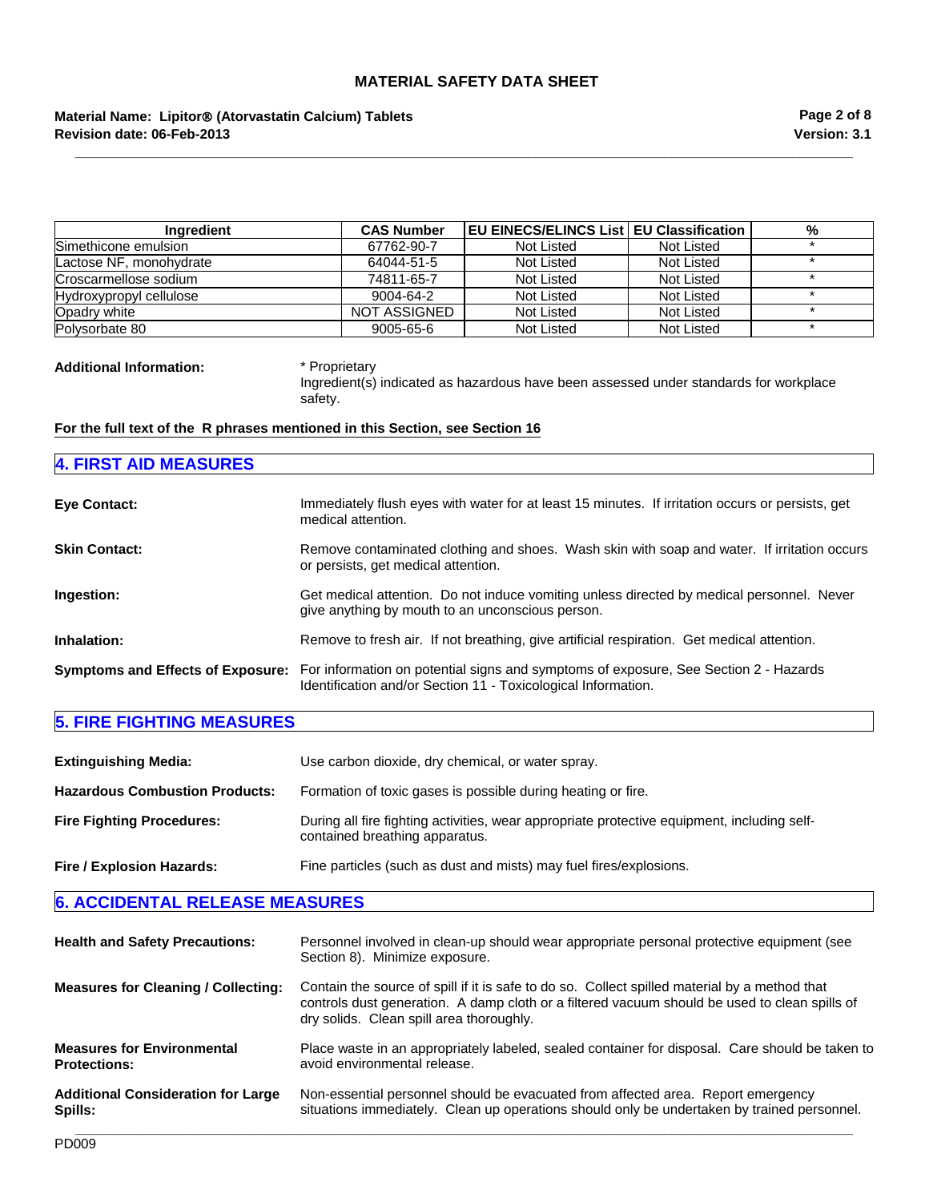| Ingredient | CAS Number | EU EINECS/ELINCS List | EU Classification | % |
|---|---|---|---|---|
| Simethicone emulsion | 67762-90-7 | Not Listed | Not Listed | * |
| Lactose NF, monohydrate | 64044-51-5 | Not Listed | Not Listed | * |
| Croscarmellose sodium | 74811-65-7 | Not Listed | Not Listed | * |
| Hydroxypropyl cellulose | 9004-64-2 | Not Listed | Not Listed | * |
| Opadry white | NOT ASSIGNED | Not Listed | Not Listed | * |
| Polysorbate 80 | 9005-65-6 | Not Listed | Not Listed | * |

**Additional Information:** * Proprietary
Ingredient(s) indicated as hazardous have been assessed under standards for workplace safety.

**For the full text of the R phrases mentioned in this Section, see Section 16**

## 4. FIRST AID MEASURES

**Eye Contact:** Immediately flush eyes with water for at least 15 minutes. If irritation occurs or persists, get medical attention.

**Skin Contact:** Remove contaminated clothing and shoes. Wash skin with soap and water. If irritation occurs or persists, get medical attention.

**Ingestion:** Get medical attention. Do not induce vomiting unless directed by medical personnel. Never give anything by mouth to an unconscious person.

**Inhalation:** Remove to fresh air. If not breathing, give artificial respiration. Get medical attention.

**Symptoms and Effects of Exposure:** For information on potential signs and symptoms of exposure, See Section 2 - Hazards Identification and/or Section 11 - Toxicological Information.

## 5. FIRE FIGHTING MEASURES

**Extinguishing Media:** Use carbon dioxide, dry chemical, or water spray.

**Hazardous Combustion Products:** Formation of toxic gases is possible during heating or fire.

**Fire Fighting Procedures:** During all fire fighting activities, wear appropriate protective equipment, including self-contained breathing apparatus.

**Fire / Explosion Hazards:** Fine particles (such as dust and mists) may fuel fires/explosions.

## 6. ACCIDENTAL RELEASE MEASURES

**Health and Safety Precautions:** Personnel involved in clean-up should wear appropriate personal protective equipment (see Section 8). Minimize exposure.

**Measures for Cleaning / Collecting:** Contain the source of spill if it is safe to do so. Collect spilled material by a method that controls dust generation. A damp cloth or a filtered vacuum should be used to clean spills of dry solids. Clean spill area thoroughly.

**Measures for Environmental Protections:** Place waste in an appropriately labeled, sealed container for disposal. Care should be taken to avoid environmental release.

**Additional Consideration for Large Spills:** Non-essential personnel should be evacuated from affected area. Report emergency situations immediately. Clean up operations should only be undertaken by trained personnel.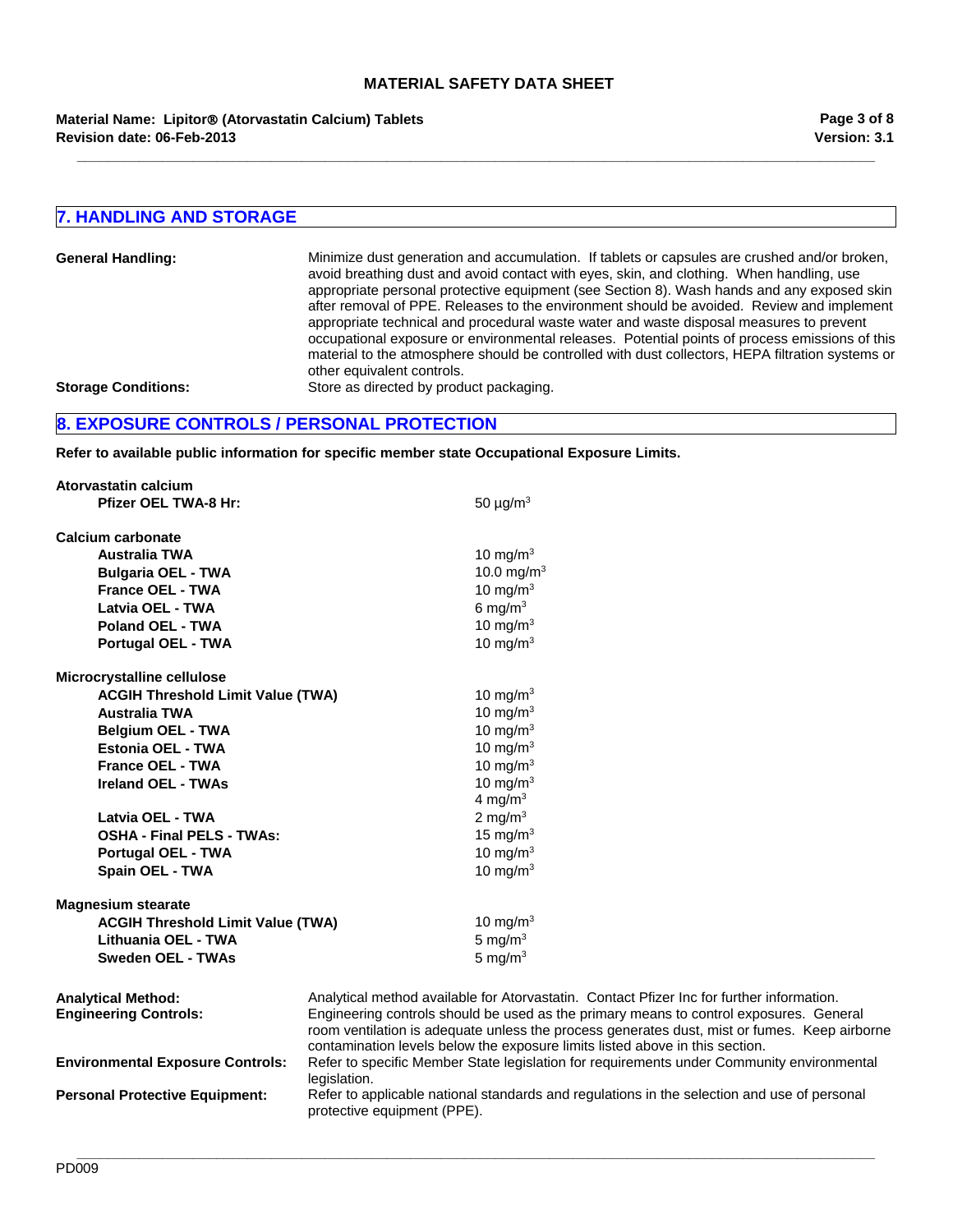## 7. HANDLING AND STORAGE

**General Handling:** Minimize dust generation and accumulation. If tablets or capsules are crushed and/or broken, avoid breathing dust and avoid contact with eyes, skin, and clothing. When handling, use appropriate personal protective equipment (see Section 8). Wash hands and any exposed skin after removal of PPE. Releases to the environment should be avoided. Review and implement appropriate technical and procedural waste water and waste disposal measures to prevent occupational exposure or environmental releases. Potential points of process emissions of this material to the atmosphere should be controlled with dust collectors, HEPA filtration systems or other equivalent controls.

**Storage Conditions:** Store as directed by product packaging.

## 8. EXPOSURE CONTROLS / PERSONAL PROTECTION

**Refer to available public information for specific member state Occupational Exposure Limits.**

**Atorvastatin calcium**

| | |
|---|---|
| **Pfizer OEL TWA-8 Hr:** | 50 µg/m$^3$ |

**Calcium carbonate**

| | |
|---|---|
| **Australia TWA** | 10 mg/m$^3$ |
| **Bulgaria OEL - TWA** | 10.0 mg/m$^3$ |
| **France OEL - TWA** | 10 mg/m$^3$ |
| **Latvia OEL - TWA** | 6 mg/m$^3$ |
| **Poland OEL - TWA** | 10 mg/m$^3$ |
| **Portugal OEL - TWA** | 10 mg/m$^3$ |

**Microcrystalline cellulose**

| | |
|---|---|
| **ACGIH Threshold Limit Value (TWA)** | 10 mg/m$^3$ |
| **Australia TWA** | 10 mg/m$^3$ |
| **Belgium OEL - TWA** | 10 mg/m$^3$ |
| **Estonia OEL - TWA** | 10 mg/m$^3$ |
| **France OEL - TWA** | 10 mg/m$^3$ |
| **Ireland OEL - TWAs** | 10 mg/m$^3$ |
| | 4 mg/m$^3$ |
| **Latvia OEL - TWA** | 2 mg/m$^3$ |
| **OSHA - Final PELS - TWAs:** | 15 mg/m$^3$ |
| **Portugal OEL - TWA** | 10 mg/m$^3$ |
| **Spain OEL - TWA** | 10 mg/m$^3$ |

**Magnesium stearate**

| | |
|---|---|
| **ACGIH Threshold Limit Value (TWA)** | 10 mg/m$^3$ |
| **Lithuania OEL - TWA** | 5 mg/m$^3$ |
| **Sweden OEL - TWAs** | 5 mg/m$^3$ |

**Analytical Method:** Analytical method available for Atorvastatin. Contact Pfizer Inc for further information.

**Engineering Controls:** Engineering controls should be used as the primary means to control exposures. General room ventilation is adequate unless the process generates dust, mist or fumes. Keep airborne contamination levels below the exposure limits listed above in this section.

**Environmental Exposure Controls:** Refer to specific Member State legislation for requirements under Community environmental legislation.

**Personal Protective Equipment:** Refer to applicable national standards and regulations in the selection and use of personal protective equipment (PPE).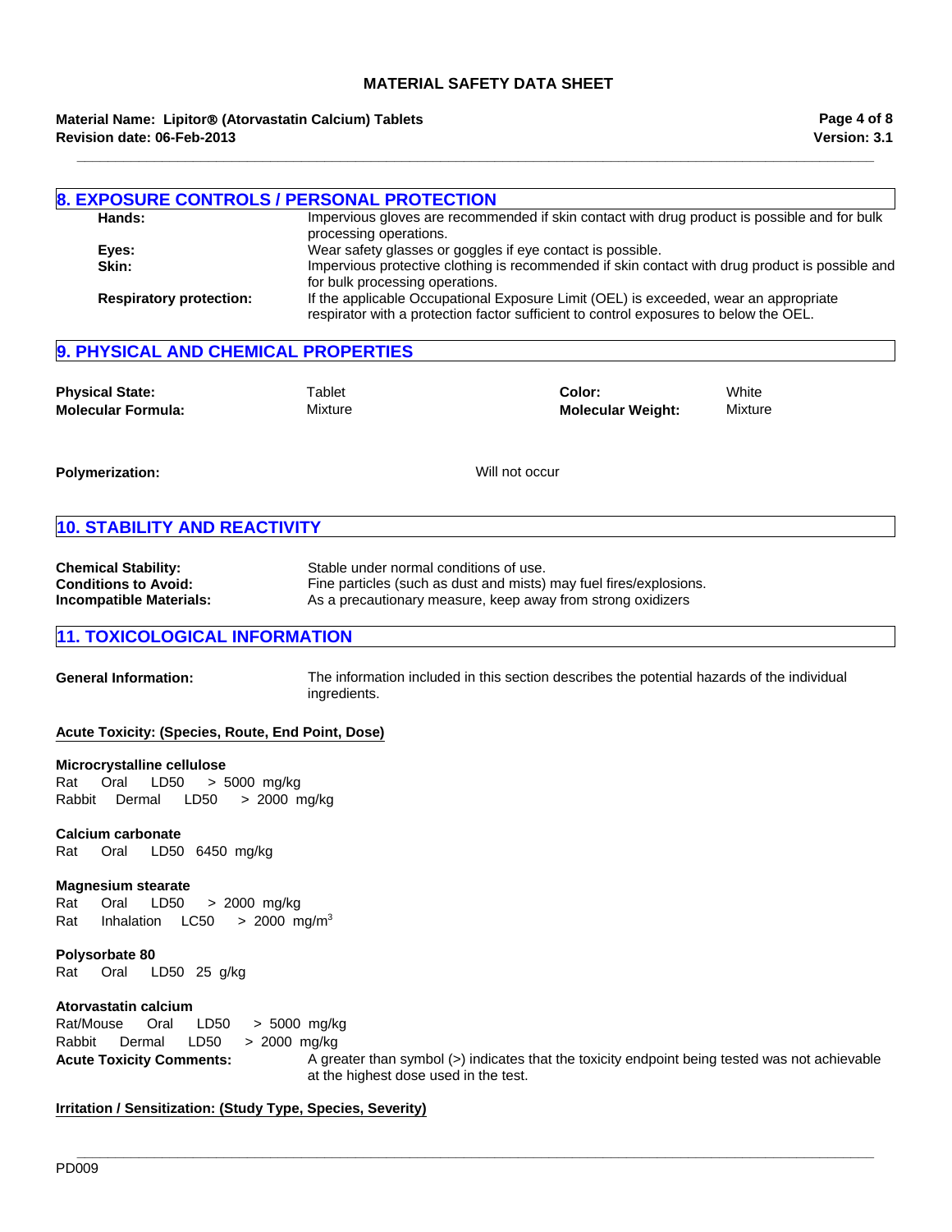## 8. EXPOSURE CONTROLS / PERSONAL PROTECTION

**Hands:** Impervious gloves are recommended if skin contact with drug product is possible and for bulk processing operations.

**Eyes:** Wear safety glasses or goggles if eye contact is possible.

**Skin:** Impervious protective clothing is recommended if skin contact with drug product is possible and for bulk processing operations.

**Respiratory protection:** If the applicable Occupational Exposure Limit (OEL) is exceeded, wear an appropriate respirator with a protection factor sufficient to control exposures to below the OEL.

## 9. PHYSICAL AND CHEMICAL PROPERTIES

**Physical State:** Tablet

**Color:** White

**Molecular Formula:** Mixture

**Molecular Weight:** Mixture

**Polymerization:** Will not occur

## 10. STABILITY AND REACTIVITY

**Chemical Stability:** Stable under normal conditions of use.

**Conditions to Avoid:** Fine particles (such as dust and mists) may fuel fires/explosions.

**Incompatible Materials:** As a precautionary measure, keep away from strong oxidizers

## 11. TOXICOLOGICAL INFORMATION

**General Information:** The information included in this section describes the potential hazards of the individual ingredients.

**Acute Toxicity: (Species, Route, End Point, Dose)**

**Microcrystalline cellulose**
Rat Oral LD50 > 5000 mg/kg
Rabbit Dermal LD50 > 2000 mg/kg

**Calcium carbonate**
Rat Oral LD50 6450 mg/kg

**Magnesium stearate**
Rat Oral LD50 > 2000 mg/kg
Rat Inhalation LC50 > 2000 mg/m$^3$

**Polysorbate 80**
Rat Oral LD50 25 g/kg

**Atorvastatin calcium**
Rat/Mouse Oral LD50 > 5000 mg/kg
Rabbit Dermal LD50 > 2000 mg/kg

**Acute Toxicity Comments:** A greater than symbol (>) indicates that the toxicity endpoint being tested was not achievable at the highest dose used in the test.

**Irritation / Sensitization: (Study Type, Species, Severity)**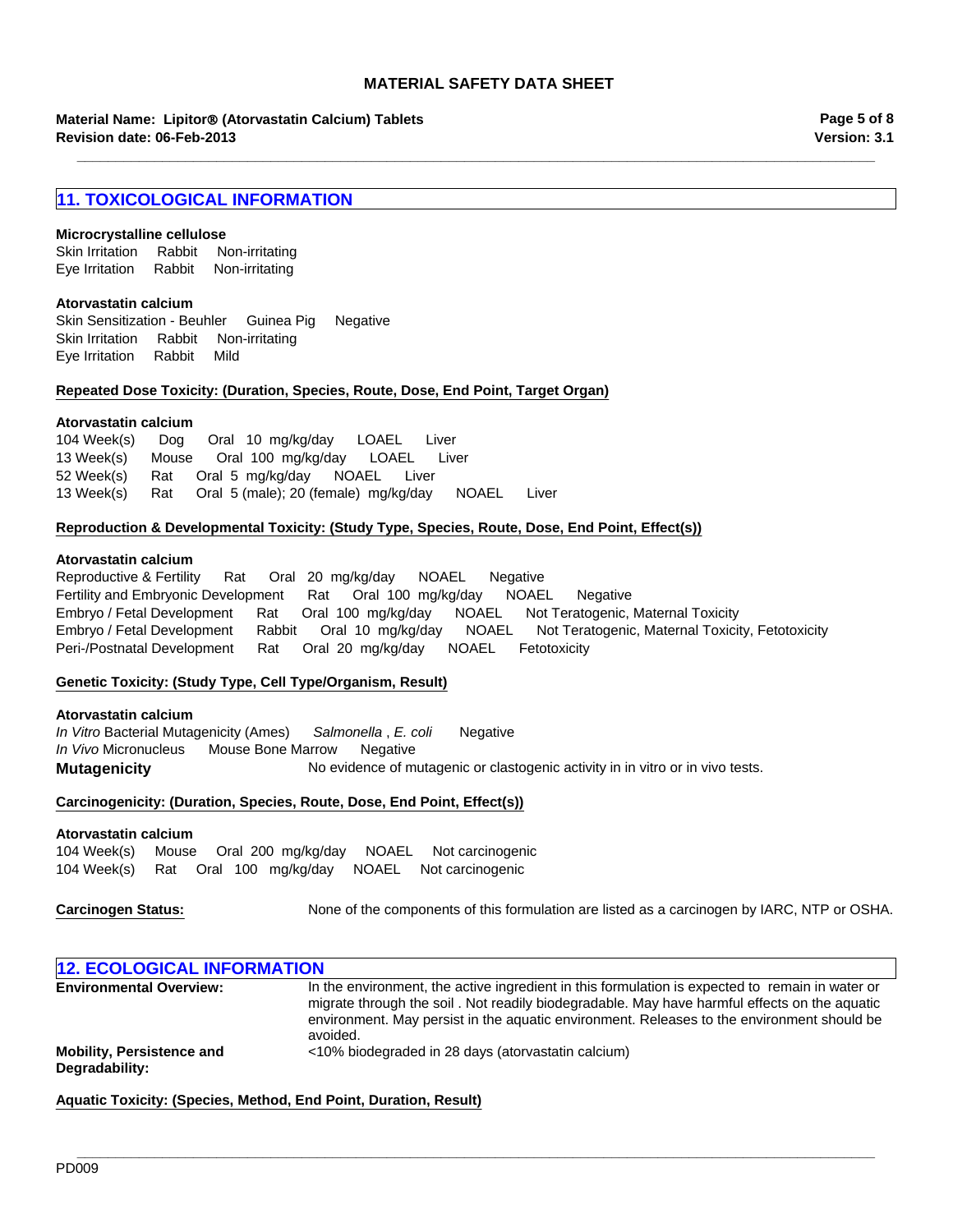## 11. TOXICOLOGICAL INFORMATION

**Microcrystalline cellulose**

Skin Irritation Rabbit Non-irritating
Eye Irritation Rabbit Non-irritating

**Atorvastatin calcium**

Skin Sensitization - Beuhler Guinea Pig Negative
Skin Irritation Rabbit Non-irritating
Eye Irritation Rabbit Mild

**Repeated Dose Toxicity: (Duration, Species, Route, Dose, End Point, Target Organ)**

**Atorvastatin calcium**

104 Week(s) Dog Oral 10 mg/kg/day LOAEL Liver
13 Week(s) Mouse Oral 100 mg/kg/day LOAEL Liver
52 Week(s) Rat Oral 5 mg/kg/day NOAEL Liver
13 Week(s) Rat Oral 5 (male); 20 (female) mg/kg/day NOAEL Liver

**Reproduction & Developmental Toxicity: (Study Type, Species, Route, Dose, End Point, Effect(s))**

**Atorvastatin calcium**

Reproductive & Fertility Rat Oral 20 mg/kg/day NOAEL Negative
Fertility and Embryonic Development Rat Oral 100 mg/kg/day NOAEL Negative
Embryo / Fetal Development Rat Oral 100 mg/kg/day NOAEL Not Teratogenic, Maternal Toxicity
Embryo / Fetal Development Rabbit Oral 10 mg/kg/day NOAEL Not Teratogenic, Maternal Toxicity, Fetotoxicity
Peri-/Postnatal Development Rat Oral 20 mg/kg/day NOAEL Fetotoxicity

**Genetic Toxicity: (Study Type, Cell Type/Organism, Result)**

**Atorvastatin calcium**

*In Vitro* Bacterial Mutagenicity (Ames) *Salmonella* , *E. coli* Negative
*In Vivo* Micronucleus Mouse Bone Marrow Negative

**Mutagenicity** No evidence of mutagenic or clastogenic activity in in vitro or in vivo tests.

**Carcinogenicity: (Duration, Species, Route, Dose, End Point, Effect(s))**

**Atorvastatin calcium**

104 Week(s) Mouse Oral 200 mg/kg/day NOAEL Not carcinogenic
104 Week(s) Rat Oral 100 mg/kg/day NOAEL Not carcinogenic

**Carcinogen Status:** None of the components of this formulation are listed as a carcinogen by IARC, NTP or OSHA.

## 12. ECOLOGICAL INFORMATION

**Environmental Overview:** In the environment, the active ingredient in this formulation is expected to remain in water or migrate through the soil . Not readily biodegradable. May have harmful effects on the aquatic environment. May persist in the aquatic environment. Releases to the environment should be avoided.

**Mobility, Persistence and Degradability:** <10% biodegraded in 28 days (atorvastatin calcium)

**Aquatic Toxicity: (Species, Method, End Point, Duration, Result)**

PD009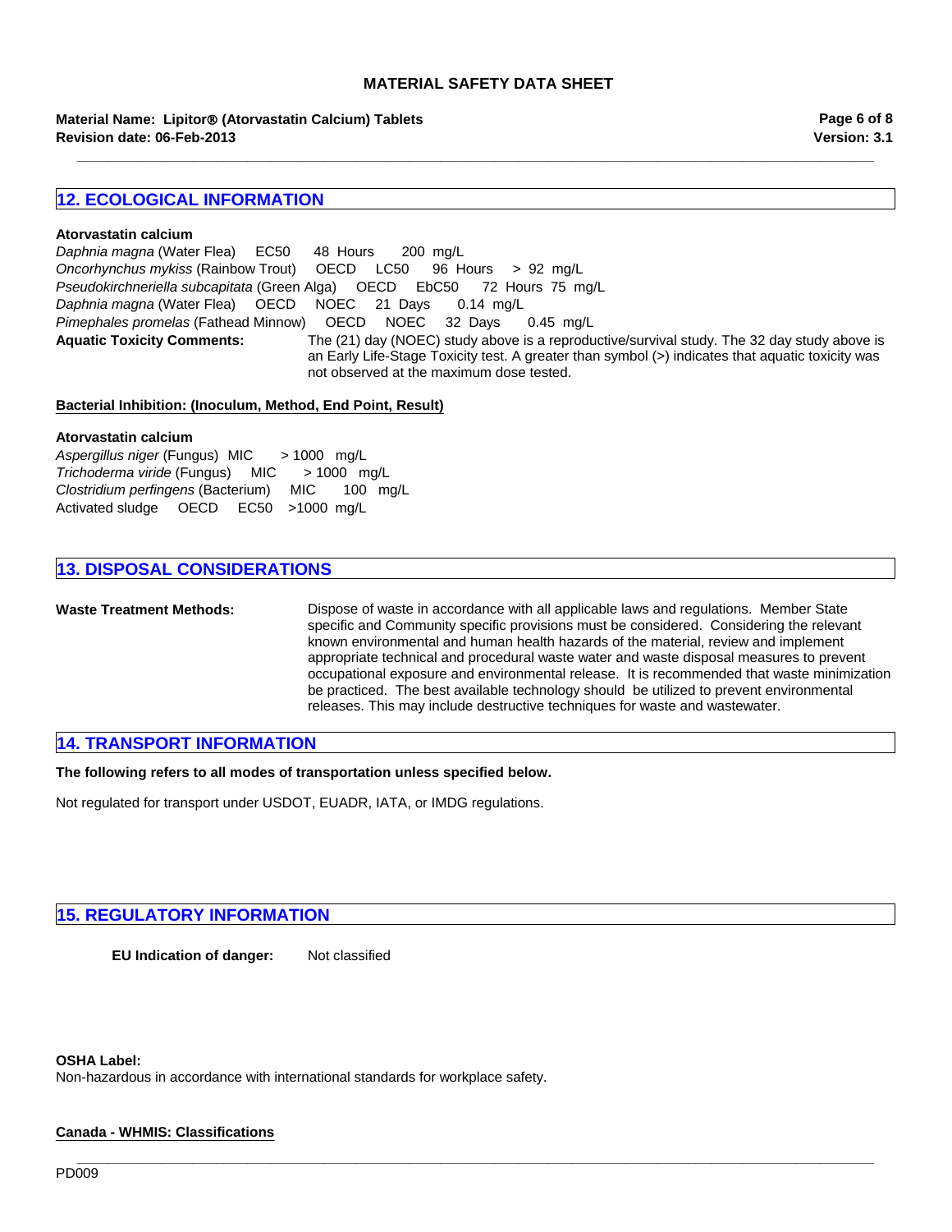## 12. ECOLOGICAL INFORMATION

**Atorvastatin calcium**

*Daphnia magna* (Water Flea) EC50 48 Hours 200 mg/L
*Oncorhynchus mykiss* (Rainbow Trout) OECD LC50 96 Hours > 92 mg/L
*Pseudokirchneriella subcapitata* (Green Alga) OECD EbC50 72 Hours 75 mg/L
*Daphnia magna* (Water Flea) OECD NOEC 21 Days 0.14 mg/L
*Pimephales promelas* (Fathead Minnow) OECD NOEC 32 Days 0.45 mg/L

**Aquatic Toxicity Comments:** The (21) day (NOEC) study above is a reproductive/survival study. The 32 day study above is an Early Life-Stage Toxicity test. A greater than symbol (>) indicates that aquatic toxicity was not observed at the maximum dose tested.

**Bacterial Inhibition: (Inoculum, Method, End Point, Result)**

**Atorvastatin calcium**

*Aspergillus niger* (Fungus) MIC > 1000 mg/L
*Trichoderma viride* (Fungus) MIC > 1000 mg/L
*Clostridium perfingens* (Bacterium) MIC 100 mg/L
Activated sludge OECD EC50 >1000 mg/L

## 13. DISPOSAL CONSIDERATIONS

**Waste Treatment Methods:** Dispose of waste in accordance with all applicable laws and regulations. Member State specific and Community specific provisions must be considered. Considering the relevant known environmental and human health hazards of the material, review and implement appropriate technical and procedural waste water and waste disposal measures to prevent occupational exposure and environmental release. It is recommended that waste minimization be practiced. The best available technology should be utilized to prevent environmental releases. This may include destructive techniques for waste and wastewater.

## 14. TRANSPORT INFORMATION

**The following refers to all modes of transportation unless specified below.**

Not regulated for transport under USDOT, EUADR, IATA, or IMDG regulations.

## 15. REGULATORY INFORMATION

**EU Indication of danger:** Not classified

**OSHA Label:**
Non-hazardous in accordance with international standards for workplace safety.

**Canada - WHMIS: Classifications**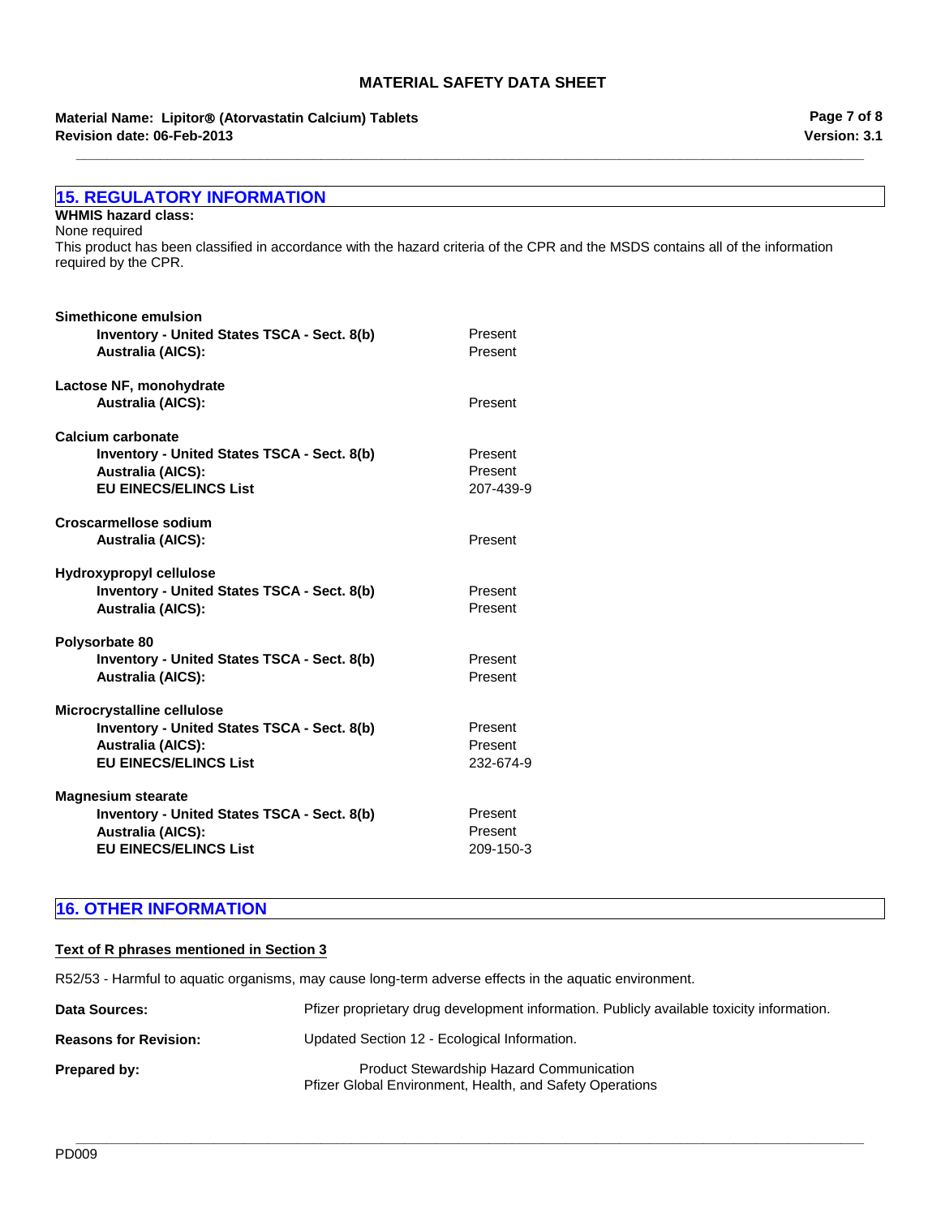## 15. REGULATORY INFORMATION

**WHMIS hazard class:**
None required
This product has been classified in accordance with the hazard criteria of the CPR and the MSDS contains all of the information required by the CPR.

**Simethicone emulsion**

| | |
|---|---|
| **Inventory - United States TSCA - Sect. 8(b)** | Present |
| **Australia (AICS):** | Present |

**Lactose NF, monohydrate**

| | |
|---|---|
| **Australia (AICS):** | Present |

**Calcium carbonate**

| | |
|---|---|
| **Inventory - United States TSCA - Sect. 8(b)** | Present |
| **Australia (AICS):** | Present |
| **EU EINECS/ELINCS List** | 207-439-9 |

**Croscarmellose sodium**

| | |
|---|---|
| **Australia (AICS):** | Present |

**Hydroxypropyl cellulose**

| | |
|---|---|
| **Inventory - United States TSCA - Sect. 8(b)** | Present |
| **Australia (AICS):** | Present |

**Polysorbate 80**

| | |
|---|---|
| **Inventory - United States TSCA - Sect. 8(b)** | Present |
| **Australia (AICS):** | Present |

**Microcrystalline cellulose**

| | |
|---|---|
| **Inventory - United States TSCA - Sect. 8(b)** | Present |
| **Australia (AICS):** | Present |
| **EU EINECS/ELINCS List** | 232-674-9 |

**Magnesium stearate**

| | |
|---|---|
| **Inventory - United States TSCA - Sect. 8(b)** | Present |
| **Australia (AICS):** | Present |
| **EU EINECS/ELINCS List** | 209-150-3 |

## 16. OTHER INFORMATION

**Text of R phrases mentioned in Section 3**

R52/53 - Harmful to aquatic organisms, may cause long-term adverse effects in the aquatic environment.

**Data Sources:** Pfizer proprietary drug development information. Publicly available toxicity information.

**Reasons for Revision:** Updated Section 12 - Ecological Information.

**Prepared by:** Product Stewardship Hazard Communication
Pfizer Global Environment, Health, and Safety Operations

PD009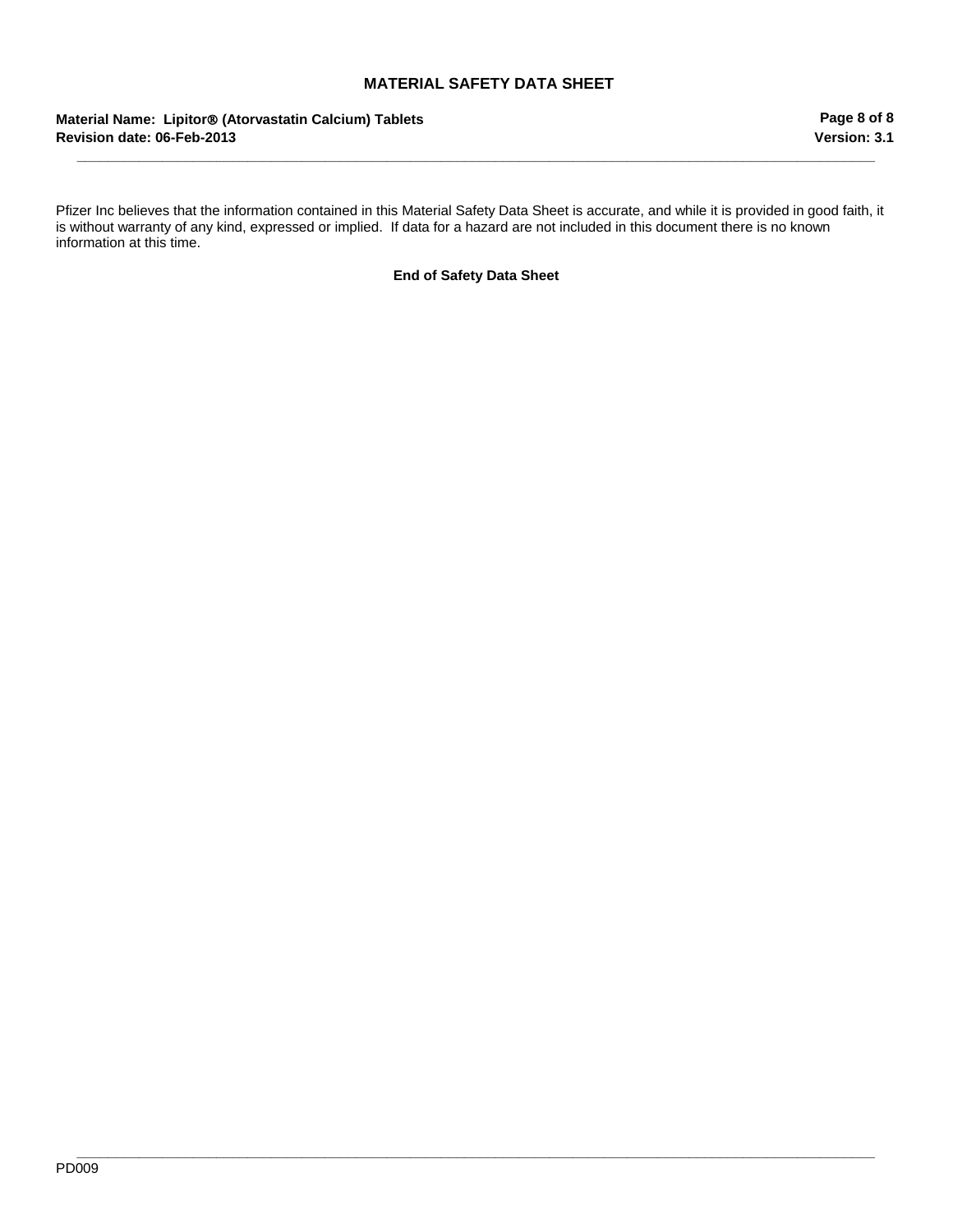Pfizer Inc believes that the information contained in this Material Safety Data Sheet is accurate, and while it is provided in good faith, it is without warranty of any kind, expressed or implied. If data for a hazard are not included in this document there is no known information at this time.

**End of Safety Data Sheet**